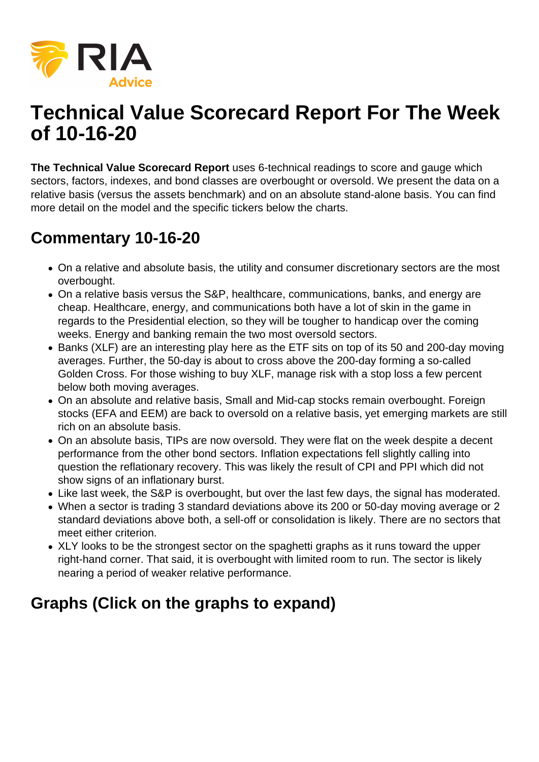# Technical Value Scorecard Report For The Week of 10-16-20

**The Technical Value Scorecard Report** uses 6-technical readings to score and gauge which sectors, factors, indexes, and bond classes are overbought or oversold. We present the data on a relative basis (versus the assets benchmark) and on an absolute stand-alone basis. You can find more detail on the model and the specific tickers below the charts.

## Commentary 10-16-20

- On a relative and absolute basis, the utility and consumer discretionary sectors are the most overbought.
- On a relative basis versus the S&P, healthcare, communications, banks, and energy are cheap. Healthcare, energy, and communications both have a lot of skin in the game in regards to the Presidential election, so they will be tougher to handicap over the coming weeks. Energy and banking remain the two most oversold sectors.
- Banks (XLF) are an interesting play here as the ETF sits on top of its 50 and 200-day moving averages. Further, the 50-day is about to cross above the 200-day forming a so-called Golden Cross. For those wishing to buy XLF, manage risk with a stop loss a few percent below both moving averages.
- On an absolute and relative basis, Small and Mid-cap stocks remain overbought. Foreign stocks (EFA and EEM) are back to oversold on a relative basis, yet emerging markets are still rich on an absolute basis.
- On an absolute basis, TIPs are now oversold. They were flat on the week despite a decent performance from the other bond sectors. Inflation expectations fell slightly calling into question the reflationary recovery. This was likely the result of CPI and PPI which did not show signs of an inflationary burst.
- Like last week, the S&P is overbought, but over the last few days, the signal has moderated.
- When a sector is trading 3 standard deviations above its 200 or 50-day moving average or 2 standard deviations above both, a sell-off or consolidation is likely. There are no sectors that meet either criterion.
- XLY looks to be the strongest sector on the spaghetti graphs as it runs toward the upper right-hand corner. That said, it is overbought with limited room to run. The sector is likely nearing a period of weaker relative performance.

## Graphs (Click on the graphs to expand)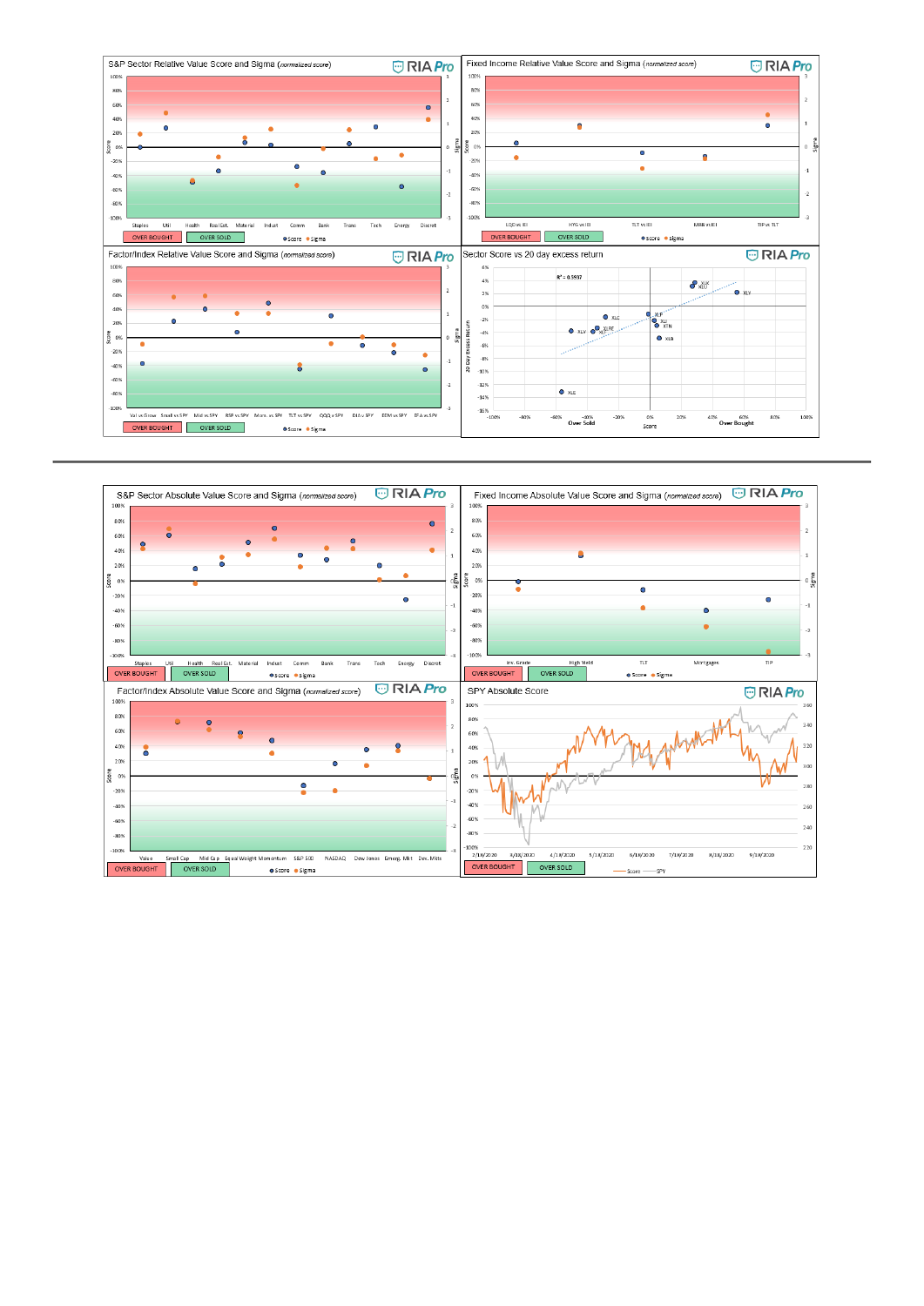S&P Sector Relative Value Score and Sigma (normalized score)

RIA Pro

100% 80% 60% 40% 20% 0% -20% -40% -60% -80% -100%

Staples Util Health Real Est. Material Indust Comm Bank Trans Tech Energy Discret

OVER BOUGHT OVER SOLD

Score Sigma

Fixed Income Relative Value Score and Sigma (normalized score)

RIA Pro

LQD vs IEI HYG vs IEI TLT vs IEI MBB vs IEI TIP vs TLT

OVER BOUGHT OVER SOLD

Score Sigma

Factor/Index Relative Value Score and Sigma (normalized score)

RIA Pro

Val vs Grow Small vs SPY Mid vs SPY RSP vs SPY Mom. vs SPY TLT vs SPY QQQ vs SPY DIA v SPY EEM vs SPY EFA vs SPY

OVER BOUGHT OVER SOLD

Score Sigma

Sector Score vs 20 day excess return

RIA Pro

$R^2 = 0.5937$

XLK XLC XLY XLV XLRE XLP XLI XLF XTN XLB XLE

20 Day Excess Return

Over Sold Score Over Bought

S&P Sector Absolute Value Score and Sigma (normalized score)

RIA Pro

Staples Util Health Real Est. Material Indust Comm Bank Trans Tech Energy Discret

OVER BOUGHT OVER SOLD

Score Sigma

Fixed Income Absolute Value Score and Sigma (normalized score)

RIA Pro

Inv. Grade High Yield TLT Mortgages TIP

OVER BOUGHT OVER SOLD

Score Sigma

Factor/Index Absolute Value Score and Sigma (normalized score)

RIA Pro

Value Small Cap Mid Cap Equal Weight Momentum S&P 500 NASDAQ Dow Jones Emerg. Mkt Dev. Mkts

OVER BOUGHT OVER SOLD

Score Sigma

SPY Absolute Score

RIA Pro

2/19/2020 3/19/2020 4/19/2020 5/19/2020 6/19/2020 7/19/2020 8/19/2020 9/19/2020

OVER BOUGHT OVER SOLD

Score SPY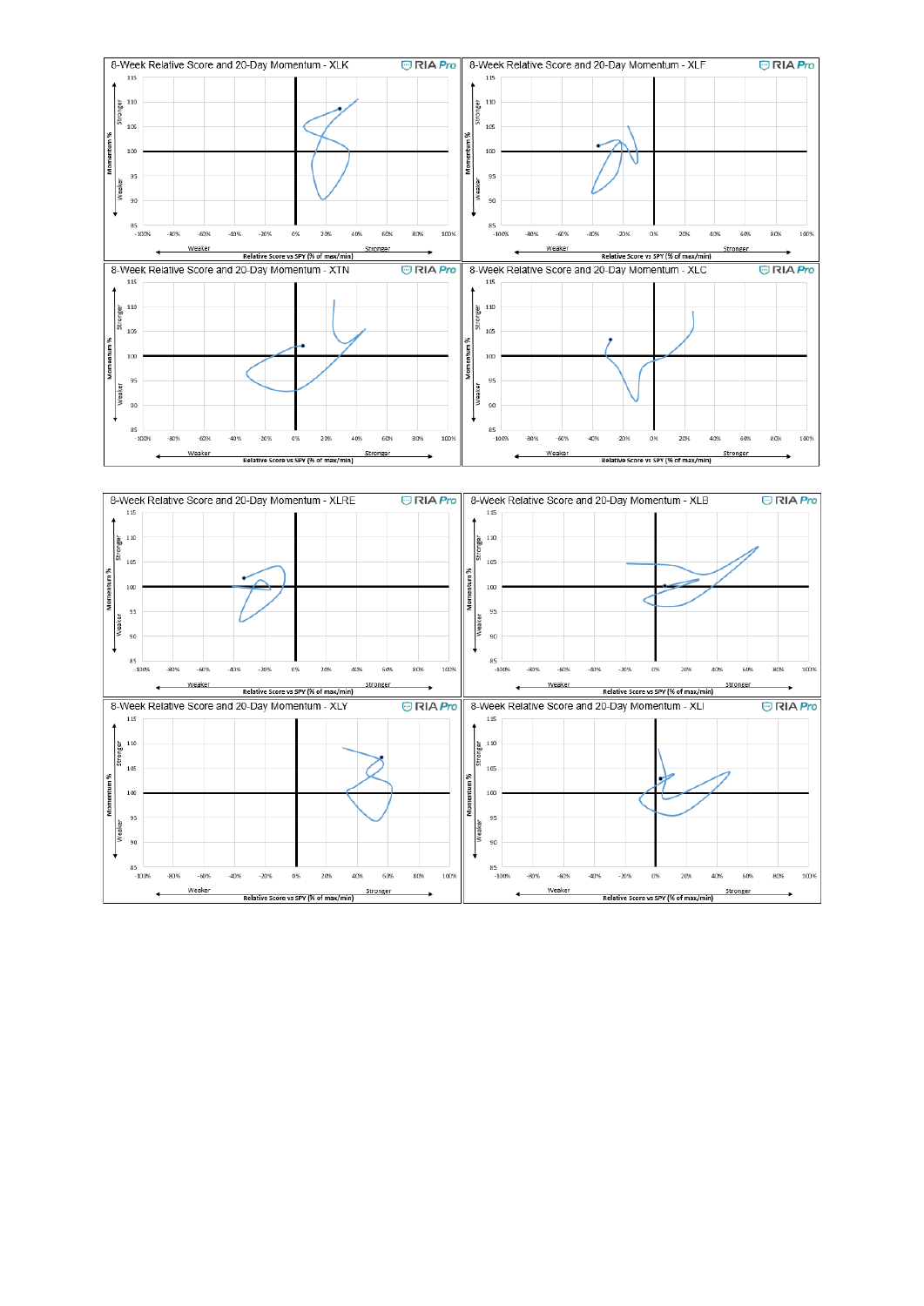8-Week Relative Score and 20-Day Momentum - XLK

RIA Pro

115
110
105
100
95
90
85

-100% -80% -60% -40% -20% 0% 20% 40% 60% 80% 100%

Momentum %

Stronger

Weaker

Weaker

Stronger

Relative Score vs SPY (% of max/min)

8-Week Relative Score and 20-Day Momentum - XLF

RIA Pro

115
110
105
100
95
90
85

-100% -80% -60% -40% -20% 0% 20% 40% 60% 80% 100%

Momentum %

Stronger

Weaker

Weaker

Stronger

Relative Score vs SPY (% of max/min)

8-Week Relative Score and 20-Day Momentum - XTN

RIA Pro

115
110
105
100
95
90
85

-100% -80% -60% -40% -20% 0% 20% 40% 60% 80% 100%

Momentum %

Stronger

Weaker

Weaker

Stronger

Relative Score vs SPY (% of max/min)

8-Week Relative Score and 20-Day Momentum - XLC

RIA Pro

115
110
105
100
95
90
85

-100% -80% -60% -40% -20% 0% 20% 40% 60% 80% 100%

Momentum %

Stronger

Weaker

Weaker

Stronger

Relative Score vs SPY (% of max/min)

8-Week Relative Score and 20-Day Momentum - XLRE

RIA Pro

115
110
105
100
95
90
85

-100% -80% -60% -40% -20% 0% 20% 40% 60% 80% 100%

Momentum %

Stronger

Weaker

Weaker

Stronger

Relative Score vs SPY (% of max/min)

8-Week Relative Score and 20-Day Momentum - XLB

RIA Pro

115
110
105
100
95
90
85

-100% -80% -60% -40% -20% 0% 20% 40% 60% 80% 100%

Momentum %

Stronger

Weaker

Weaker

Stronger

Relative Score vs SPY (% of max/min)

8-Week Relative Score and 20-Day Momentum - XLY

RIA Pro

115
110
105
100
95
90
85

-100% -80% -60% -40% -20% 0% 20% 40% 60% 80% 100%

Momentum %

Stronger

Weaker

Weaker

Stronger

Relative Score vs SPY (% of max/min)

8-Week Relative Score and 20-Day Momentum - XLI

RIA Pro

115
110
105
100
95
90
85

-100% -80% -60% -40% -20% 0% 20% 40% 60% 80% 100%

Momentum %

Stronger

Weaker

Weaker

Stronger

Relative Score vs SPY (% of max/min)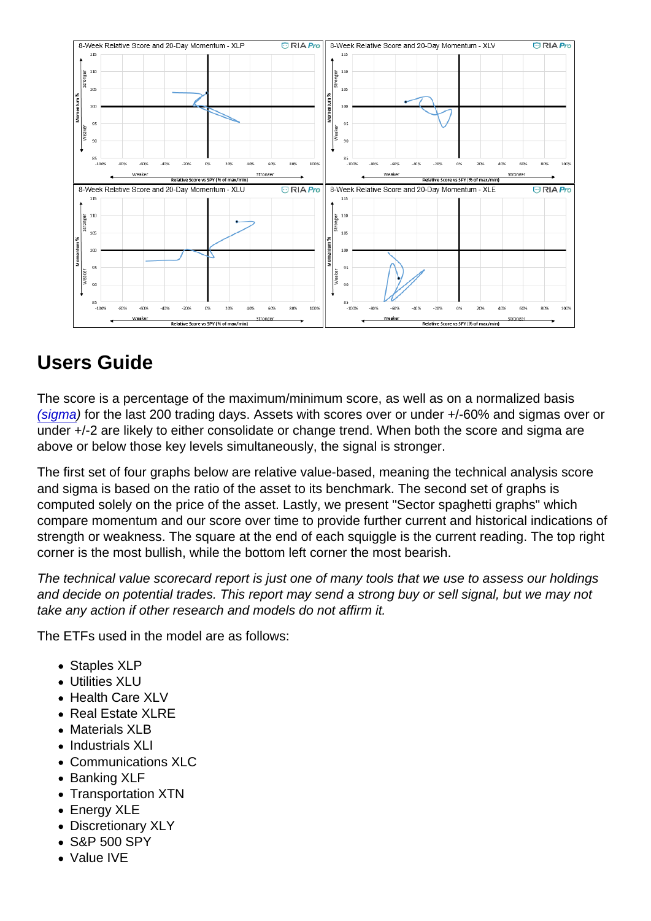## Users Guide

The score is a percentage of the maximum/minimum score, as well as on a normalized basis *(sigma)* for the last 200 trading days. Assets with scores over or under +/-60% and sigmas over or under +/-2 are likely to either consolidate or change trend. When both the score and sigma are above or below those key levels simultaneously, the signal is stronger.

The first set of four graphs below are relative value-based, meaning the technical analysis score and sigma is based on the ratio of the asset to its benchmark. The second set of graphs is computed solely on the price of the asset. Lastly, we present "Sector spaghetti graphs" which compare momentum and our score over time to provide further current and historical indications of strength or weakness. The square at the end of each squiggle is the current reading. The top right corner is the most bullish, while the bottom left corner the most bearish.

*The technical value scorecard report is just one of many tools that we use to assess our holdings and decide on potential trades. This report may send a strong buy or sell signal, but we may not take any action if other research and models do not affirm it.*

The ETFs used in the model are as follows:

- Staples XLP
- Utilities XLU
- Health Care XLV
- Real Estate XLRE
- Materials XLB
- Industrials XLI
- Communications XLC
- Banking XLF
- Transportation XTN
- Energy XLE
- Discretionary XLY
- S&P 500 SPY
- Value IVE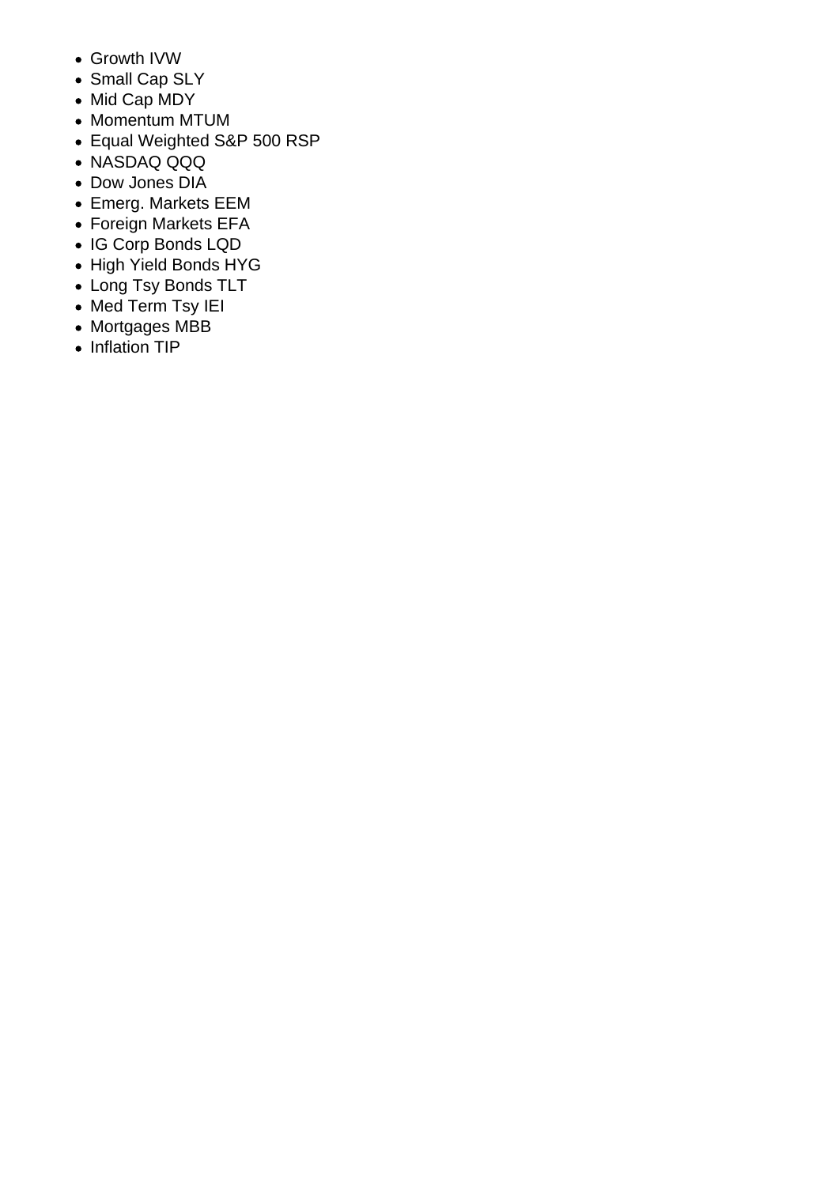- Growth IVW
- Small Cap SLY
- Mid Cap MDY
- Momentum MTUM
- Equal Weighted S&P 500 RSP
- NASDAQ QQQ
- Dow Jones DIA
- Emerg. Markets EEM
- Foreign Markets EFA
- IG Corp Bonds LQD
- High Yield Bonds HYG
- Long Tsy Bonds TLT
- Med Term Tsy IEI
- Mortgages MBB
- Inflation TIP